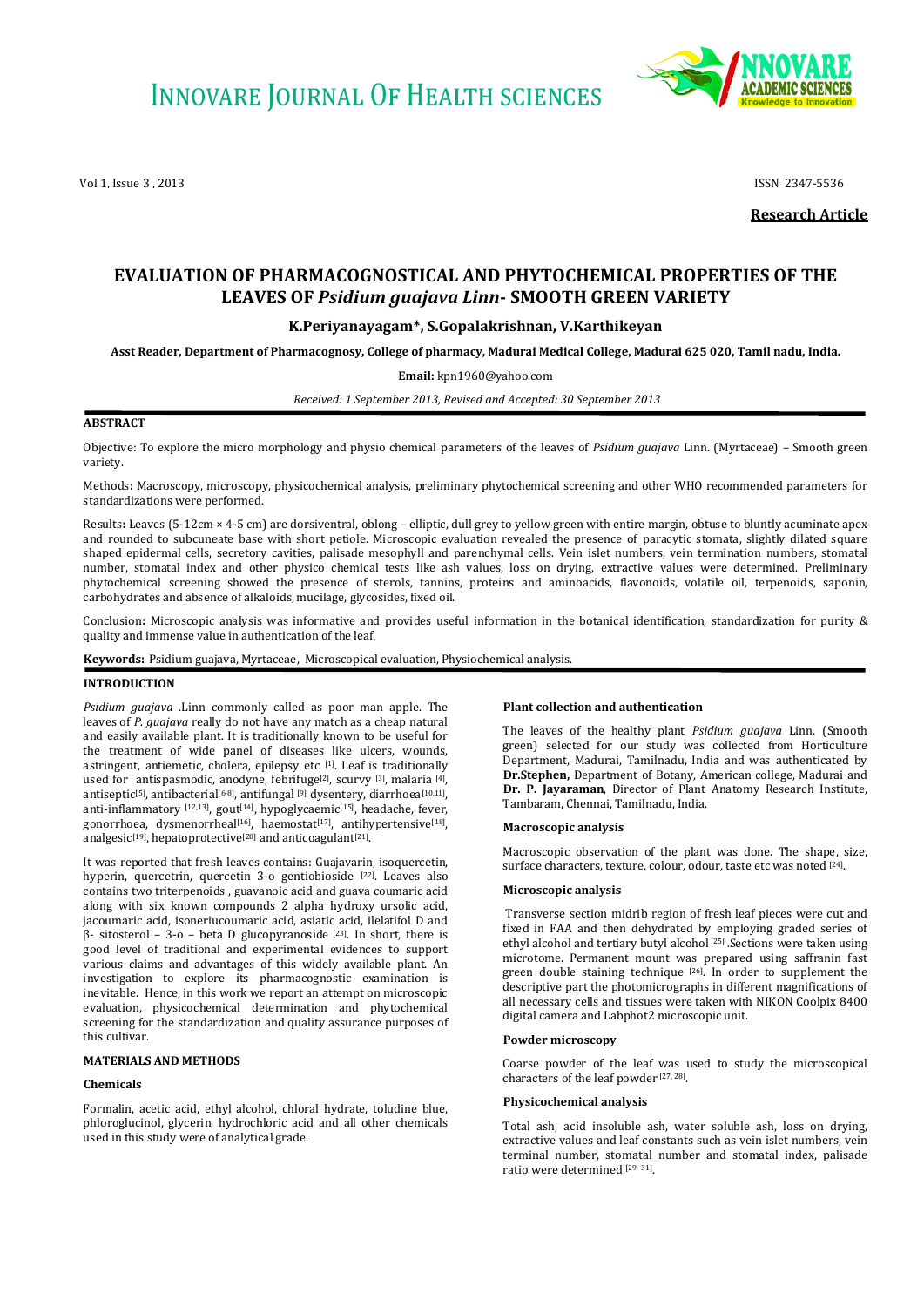# EVALUATION OF PHARMACOGNOSTICAL AND PHYTOCHEMICAL PROPERTIES OF THE LEAVES OF *Psidium guajava Linn*- SMOOTH GREEN VARIETY

**K.Periyanayagam\*, S.Gopalakrishnan, V.Karthikeyan**

**Asst Reader, Department of Pharmacognosy, College of pharmacy, Madurai Medical College, Madurai 625 020, Tamil nadu, India.**

**Email:** kpn1960@yahoo.com

*Received: 1 September 2013, Revised and Accepted: 30 September 2013*

**Research Article**

## ABSTRACT

Objective: To explore the micro morphology and physio chemical parameters of the leaves of *Psidium guajava* Linn. (Myrtaceae) – Smooth green variety.

Methods**:** Macroscopy, microscopy, physicochemical analysis, preliminary phytochemical screening and other WHO recommended parameters for standardizations were performed.

Results**:** Leaves (5-12cm × 4-5 cm) are dorsiventral, oblong – elliptic, dull grey to yellow green with entire margin, obtuse to bluntly acuminate apex and rounded to subcuneate base with short petiole. Microscopic evaluation revealed the presence of paracytic stomata, slightly dilated square shaped epidermal cells, secretory cavities, palisade mesophyll and parenchymal cells. Vein islet numbers, vein termination numbers, stomatal number, stomatal index and other physico chemical tests like ash values, loss on drying, extractive values were determined. Preliminary phytochemical screening showed the presence of sterols, tannins, proteins and aminoacids, flavonoids, volatile oil, terpenoids, saponin, carbohydrates and absence of alkaloids, mucilage, glycosides, fixed oil.

Conclusion**:** Microscopic analysis was informative and provides useful information in the botanical identification, standardization for purity & quality and immense value in authentication of the leaf.

**Keywords:** Psidium guajava, Myrtaceae, Microscopical evaluation, Physiochemical analysis.

## INTRODUCTION

*Psidium guajava* .Linn commonly called as poor man apple. The leaves of *P. guajava* really do not have any match as a cheap natural and easily available plant. It is traditionally known to be useful for the treatment of wide panel of diseases like ulcers, wounds, astringent, antiemetic, cholera, epilepsy etc [1]. Leaf is traditionally used for antispasmodic, anodyne, febrifuge[2], scurvy [3], malaria [4], antiseptic[5], antibacterial[6-8], antifungal [9] dysentery, diarrhoea[10,11], anti-inflammatory [12,13], gout[14], hypoglycaemic[15], headache, fever, gonorrhoea, dysmenorrheal[16], haemostat[17], antihypertensive[18], analgesic[19], hepatoprotective[20] and anticoagulant[21].

It was reported that fresh leaves contains: Guajavarin, isoquercetin, hyperin, quercetrin, quercetin 3-o gentiobioside [22]. Leaves also contains two triterpenoids , guavanoic acid and guava coumaric acid along with six known compounds 2 alpha hydroxy ursolic acid, jacoumaric acid, isoneriucoumaric acid, asiatic acid, ilelatifol D and β- sitosterol – 3-o – beta D glucopyranoside [23]. In short, there is good level of traditional and experimental evidences to support various claims and advantages of this widely available plant. An investigation to explore its pharmacognostic examination is inevitable. Hence, in this work we report an attempt on microscopic evaluation, physicochemical determination and phytochemical screening for the standardization and quality assurance purposes of this cultivar.

## MATERIALS AND METHODS

### Chemicals

Formalin, acetic acid, ethyl alcohol, chloral hydrate, toludine blue, phloroglucinol, glycerin, hydrochloric acid and all other chemicals used in this study were of analytical grade.

### Plant collection and authentication

The leaves of the healthy plant *Psidium guajava* Linn. (Smooth green) selected for our study was collected from Horticulture Department, Madurai, Tamilnadu, India and was authenticated by **Dr.Stephen,** Department of Botany, American college, Madurai and **Dr. P. Jayaraman**, Director of Plant Anatomy Research Institute, Tambaram, Chennai, Tamilnadu, India.

### Macroscopic analysis

Macroscopic observation of the plant was done. The shape, size, surface characters, texture, colour, odour, taste etc was noted [24].

### Microscopic analysis

Transverse section midrib region of fresh leaf pieces were cut and fixed in FAA and then dehydrated by employing graded series of ethyl alcohol and tertiary butyl alcohol [25] .Sections were taken using microtome. Permanent mount was prepared using saffranin fast green double staining technique [26]. In order to supplement the descriptive part the photomicrographs in different magnifications of all necessary cells and tissues were taken with NIKON Coolpix 8400 digital camera and Labphot2 microscopic unit.

### Powder microscopy

Coarse powder of the leaf was used to study the microscopical characters of the leaf powder [27, 28].

### Physicochemical analysis

Total ash, acid insoluble ash, water soluble ash, loss on drying, extractive values and leaf constants such as vein islet numbers, vein terminal number, stomatal number and stomatal index, palisade ratio were determined [29- 31].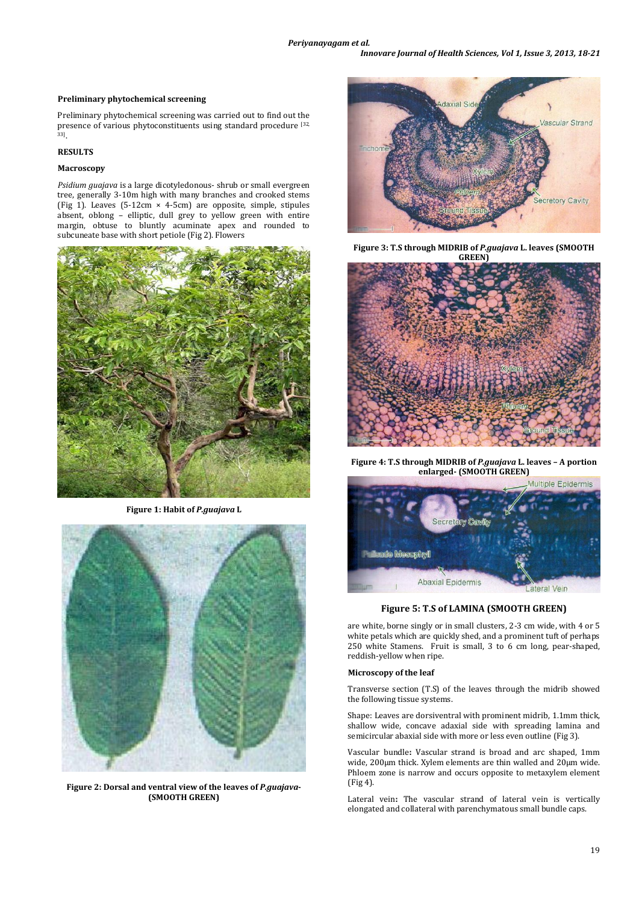### Preliminary phytochemical screening

Preliminary phytochemical screening was carried out to find out the presence of various phytoconstituents using standard procedure [32, 33].

## RESULTS

### Macroscopy

*Psidium guajava* is a large dicotyledonous- shrub or small evergreen tree, generally 3-10m high with many branches and crooked stems (Fig 1). Leaves (5-12cm × 4-5cm) are opposite, simple, stipules absent, oblong – elliptic, dull grey to yellow green with entire margin, obtuse to bluntly acuminate apex and rounded to subcuneate base with short petiole (Fig 2). Flowers are white, borne singly or in small clusters, 2-3 cm wide, with 4 or 5 white petals which are quickly shed, and a prominent tuft of perhaps 250 white Stamens. Fruit is small, 3 to 6 cm long, pear-shaped, reddish-yellow when ripe.

**Figure 1: Habit of *P.guajava* L**

**Figure 2: Dorsal and ventral view of the leaves of *P.guajava*- (SMOOTH GREEN)**

**Figure 3: T.S through MIDRIB of *P.guajava* L. leaves (SMOOTH GREEN)**

**Figure 4: T.S through MIDRIB of *P.guajava* L. leaves – A portion enlarged- (SMOOTH GREEN)**

**Figure 5: T.S of LAMINA (SMOOTH GREEN)**

### Microscopy of the leaf

Transverse section (T.S) of the leaves through the midrib showed the following tissue systems.

Shape: Leaves are dorsiventral with prominent midrib, 1.1mm thick, shallow wide, concave adaxial side with spreading lamina and semicircular abaxial side with more or less even outline (Fig 3).

Vascular bundle**:** Vascular strand is broad and arc shaped, 1mm wide, 200µm thick. Xylem elements are thin walled and 20µm wide. Phloem zone is narrow and occurs opposite to metaxylem element (Fig 4).

Lateral vein**:** The vascular strand of lateral vein is vertically elongated and collateral with parenchymatous small bundle caps.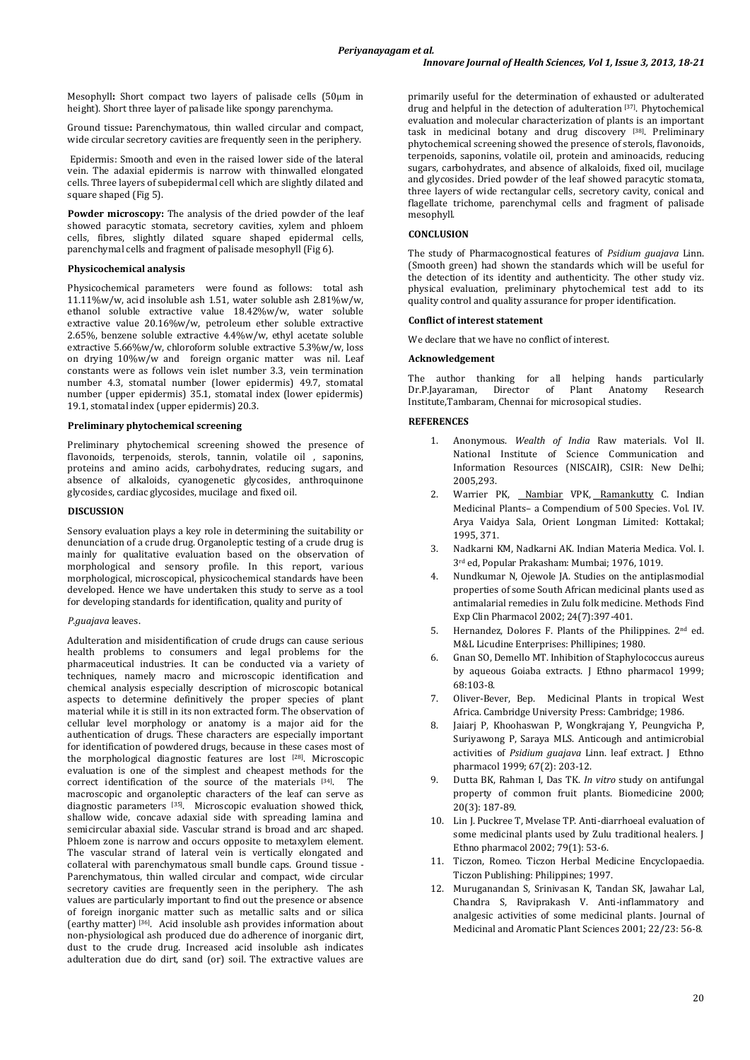Mesophyll**:** Short compact two layers of palisade cells (50µm in height). Short three layer of palisade like spongy parenchyma.

Ground tissue**:** Parenchymatous, thin walled circular and compact, wide circular secretory cavities are frequently seen in the periphery.

Epidermis: Smooth and even in the raised lower side of the lateral vein. The adaxial epidermis is narrow with thinwalled elongated cells. Three layers of subepidermal cell which are slightly dilated and square shaped (Fig 5).

**Powder microscopy:** The analysis of the dried powder of the leaf showed paracytic stomata, secretory cavities, xylem and phloem cells, fibres, slightly dilated square shaped epidermal cells, parenchymal cells and fragment of palisade mesophyll (Fig 6).

### Physicochemical analysis

Physicochemical parameters were found as follows: total ash 11.11%w/w, acid insoluble ash 1.51, water soluble ash 2.81%w/w, ethanol soluble extractive value 18.42%w/w, water soluble extractive value 20.16%w/w, petroleum ether soluble extractive 2.65%, benzene soluble extractive 4.4%w/w, ethyl acetate soluble extractive 5.66%w/w, chloroform soluble extractive 5.3%w/w, loss on drying 10%w/w and foreign organic matter was nil. Leaf constants were as follows vein islet number 3.3, vein termination number 4.3, stomatal number (lower epidermis) 49.7, stomatal number (upper epidermis) 35.1, stomatal index (lower epidermis) 19.1, stomatal index (upper epidermis) 20.3.

### Preliminary phytochemical screening

Preliminary phytochemical screening showed the presence of flavonoids, terpenoids, sterols, tannin, volatile oil , saponins, proteins and amino acids, carbohydrates, reducing sugars, and absence of alkaloids, cyanogenetic glycosides, anthroquinone glycosides, cardiac glycosides, mucilage and fixed oil.

## DISCUSSION

Sensory evaluation plays a key role in determining the suitability or denunciation of a crude drug. Organoleptic testing of a crude drug is mainly for qualitative evaluation based on the observation of morphological and sensory profile. In this report, various morphological, microscopical, physicochemical standards have been developed. Hence we have undertaken this study to serve as a tool for developing standards for identification, quality and purity of

*P.guajava* leaves.

Adulteration and misidentification of crude drugs can cause serious health problems to consumers and legal problems for the pharmaceutical industries. It can be conducted via a variety of techniques, namely macro and microscopic identification and chemical analysis especially description of microscopic botanical aspects to determine definitively the proper species of plant material while it is still in its non extracted form. The observation of cellular level morphology or anatomy is a major aid for the authentication of drugs. These characters are especially important for identification of powdered drugs, because in these cases most of the morphological diagnostic features are lost [28]. Microscopic evaluation is one of the simplest and cheapest methods for the correct identification of the source of the materials [34]. The macroscopic and organoleptic characters of the leaf can serve as diagnostic parameters [35]. Microscopic evaluation showed thick, shallow wide, concave adaxial side with spreading lamina and semicircular abaxial side. Vascular strand is broad and arc shaped. Phloem zone is narrow and occurs opposite to metaxylem element. The vascular strand of lateral vein is vertically elongated and collateral with parenchymatous small bundle caps. Ground tissue - Parenchymatous, thin walled circular and compact, wide circular secretory cavities are frequently seen in the periphery. The ash values are particularly important to find out the presence or absence of foreign inorganic matter such as metallic salts and or silica (earthy matter) [36]. Acid insoluble ash provides information about non-physiological ash produced due do adherence of inorganic dirt, dust to the crude drug. Increased acid insoluble ash indicates adulteration due do dirt, sand (or) soil. The extractive values are primarily useful for the determination of exhausted or adulterated drug and helpful in the detection of adulteration [37]. Phytochemical evaluation and molecular characterization of plants is an important task in medicinal botany and drug discovery [38]. Preliminary phytochemical screening showed the presence of sterols, flavonoids, terpenoids, saponins, volatile oil, protein and aminoacids, reducing sugars, carbohydrates, and absence of alkaloids, fixed oil, mucilage and glycosides. Dried powder of the leaf showed paracytic stomata, three layers of wide rectangular cells, secretory cavity, conical and flagellate trichome, parenchymal cells and fragment of palisade mesophyll.

## CONCLUSION

The study of Pharmacognostical features of *Psidium guajava* Linn. (Smooth green) had shown the standards which will be useful for the detection of its identity and authenticity. The other study viz. physical evaluation, preliminary phytochemical test add to its quality control and quality assurance for proper identification.

### Conflict of interest statement

We declare that we have no conflict of interest.

### Acknowledgement

The author thanking for all helping hands particularly Dr.P.Jayaraman, Director of Plant Anatomy Research Institute,Tambaram, Chennai for microsopical studies.

## REFERENCES

1. Anonymous. *Wealth of India* Raw materials. Vol II. National Institute of Science Communication and Information Resources (NISCAIR), CSIR: New Delhi; 2005,293.
2. Warrier PK, Nambiar VPK, Ramankutty C. Indian Medicinal Plants– a Compendium of 500 Species. Vol. IV. Arya Vaidya Sala, Orient Longman Limited: Kottakal; 1995, 371.
3. Nadkarni KM, Nadkarni AK. Indian Materia Medica. Vol. I. 3rd ed, Popular Prakasham: Mumbai; 1976, 1019.
4. Nundkumar N, Ojewole JA. Studies on the antiplasmodial properties of some South African medicinal plants used as antimalarial remedies in Zulu folk medicine. Methods Find Exp Clin Pharmacol 2002; 24(7):397-401.
5. Hernandez, Dolores F. Plants of the Philippines. 2nd ed. M&L Licudine Enterprises: Phillipines; 1980.
6. Gnan SO, Demello MT. Inhibition of Staphylococcus aureus by aqueous Goiaba extracts. J Ethno pharmacol 1999; 68:103-8.
7. Oliver-Bever, Bep. Medicinal Plants in tropical West Africa. Cambridge University Press: Cambridge; 1986.
8. Jaiarj P, Khoohaswan P, Wongkrajang Y, Peungvicha P, Suriyawong P, Saraya MLS. Anticough and antimicrobial activities of *Psidium guajava* Linn. leaf extract. J Ethno pharmacol 1999; 67(2): 203-12.
9. Dutta BK, Rahman I, Das TK. *In vitro* study on antifungal property of common fruit plants. Biomedicine 2000; 20(3): 187-89.
10. Lin J. Puckree T, Mvelase TP. Anti-diarrhoeal evaluation of some medicinal plants used by Zulu traditional healers. J Ethno pharmacol 2002; 79(1): 53-6.
11. Ticzon, Romeo. Ticzon Herbal Medicine Encyclopaedia. Ticzon Publishing: Philippines; 1997.
12. Muruganandan S, Srinivasan K, Tandan SK, Jawahar Lal, Chandra S, Raviprakash V. Anti-inflammatory and analgesic activities of some medicinal plants. Journal of Medicinal and Aromatic Plant Sciences 2001; 22/23: 56-8.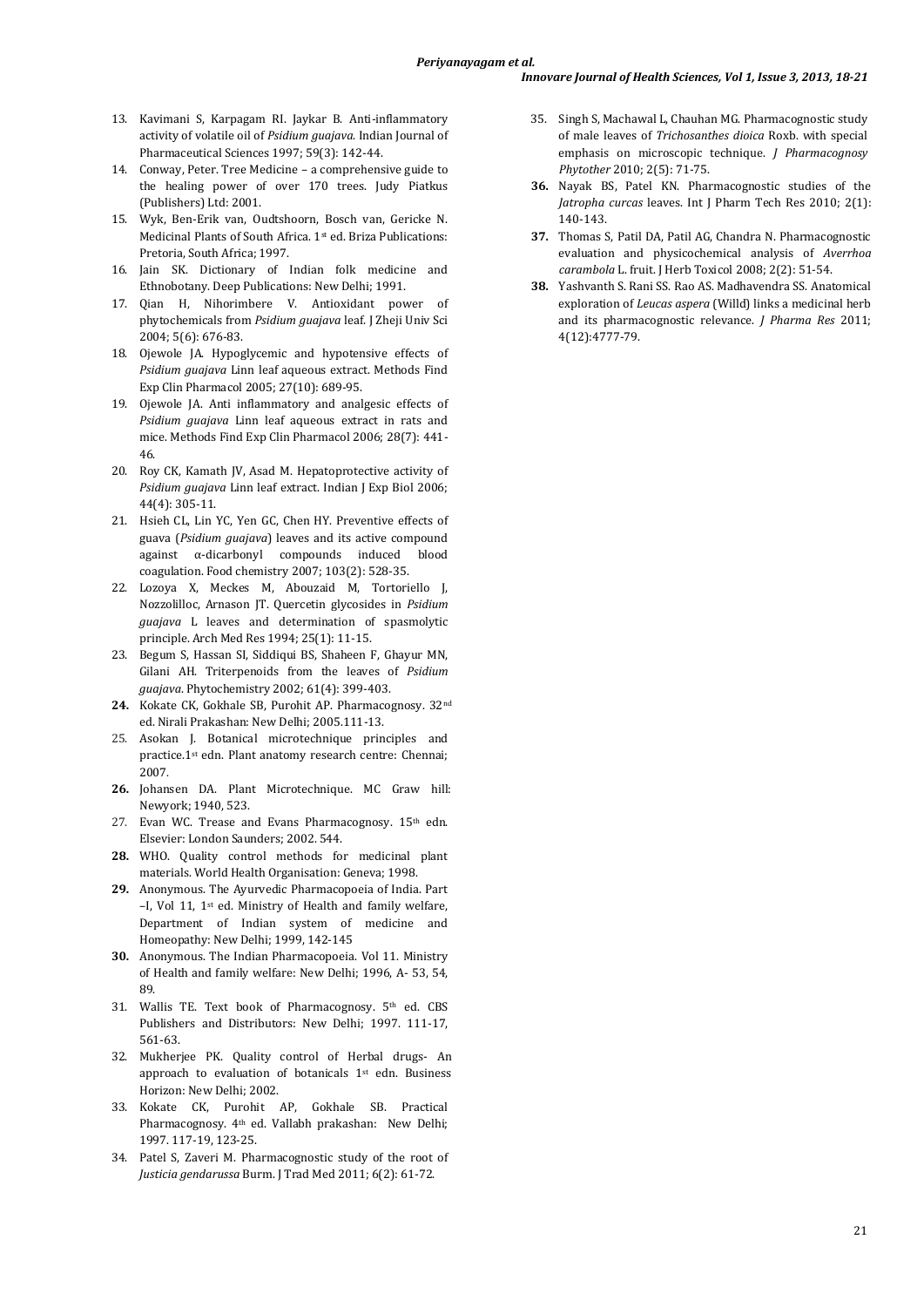13. Kavimani S, Karpagam RI. Jaykar B. Anti-inflammatory activity of volatile oil of *Psidium guajava*. Indian Journal of Pharmaceutical Sciences 1997; 59(3): 142-44.
14. Conway, Peter. Tree Medicine – a comprehensive guide to the healing power of over 170 trees. Judy Piatkus (Publishers) Ltd: 2001.
15. Wyk, Ben-Erik van, Oudtshoorn, Bosch van, Gericke N. Medicinal Plants of South Africa. 1st ed. Briza Publications: Pretoria, South Africa; 1997.
16. Jain SK. Dictionary of Indian folk medicine and Ethnobotany. Deep Publications: New Delhi; 1991.
17. Qian H, Nihorimbere V. Antioxidant power of phytochemicals from *Psidium guajava* leaf. J Zheji Univ Sci 2004; 5(6): 676-83.
18. Ojewole JA. Hypoglycemic and hypotensive effects of *Psidium guajava* Linn leaf aqueous extract. Methods Find Exp Clin Pharmacol 2005; 27(10): 689-95.
19. Ojewole JA. Anti inflammatory and analgesic effects of *Psidium guajava* Linn leaf aqueous extract in rats and mice. Methods Find Exp Clin Pharmacol 2006; 28(7): 441-46.
20. Roy CK, Kamath JV, Asad M. Hepatoprotective activity of *Psidium guajava* Linn leaf extract. Indian J Exp Biol 2006; 44(4): 305-11.
21. Hsieh CL, Lin YC, Yen GC, Chen HY. Preventive effects of guava (*Psidium guajava*) leaves and its active compound against α-dicarbonyl compounds induced blood coagulation. Food chemistry 2007; 103(2): 528-35.
22. Lozoya X, Meckes M, Abouzaid M, Tortoriello J, Nozzolilloc, Arnason JT. Quercetin glycosides in *Psidium guajava* L leaves and determination of spasmolytic principle. Arch Med Res 1994; 25(1): 11-15.
23. Begum S, Hassan SI, Siddiqui BS, Shaheen F, Ghayur MN, Gilani AH. Triterpenoids from the leaves of *Psidium guajava*. Phytochemistry 2002; 61(4): 399-403.
24. Kokate CK, Gokhale SB, Purohit AP. Pharmacognosy. 32nd ed. Nirali Prakashan: New Delhi; 2005.111-13.
25. Asokan J. Botanical microtechnique principles and practice.1st edn. Plant anatomy research centre: Chennai; 2007.
26. Johansen DA. Plant Microtechnique. MC Graw hill: Newyork; 1940, 523.
27. Evan WC. Trease and Evans Pharmacognosy. 15th edn. Elsevier: London Saunders; 2002. 544.
28. WHO. Quality control methods for medicinal plant materials. World Health Organisation: Geneva; 1998.
29. Anonymous. The Ayurvedic Pharmacopoeia of India. Part –I, Vol 11, 1st ed. Ministry of Health and family welfare, Department of Indian system of medicine and Homeopathy: New Delhi; 1999, 142-145
30. Anonymous. The Indian Pharmacopoeia. Vol 11. Ministry of Health and family welfare: New Delhi; 1996, A- 53, 54, 89.
31. Wallis TE. Text book of Pharmacognosy. 5th ed. CBS Publishers and Distributors: New Delhi; 1997. 111-17, 561-63.
32. Mukherjee PK. Quality control of Herbal drugs- An approach to evaluation of botanicals 1st edn. Business Horizon: New Delhi; 2002.
33. Kokate CK, Purohit AP, Gokhale SB. Practical Pharmacognosy. 4th ed. Vallabh prakashan: New Delhi; 1997. 117-19, 123-25.
34. Patel S, Zaveri M. Pharmacognostic study of the root of *Justicia gendarussa* Burm. J Trad Med 2011; 6(2): 61-72.
35. Singh S, Machawal L, Chauhan MG. Pharmacognostic study of male leaves of *Trichosanthes dioica* Roxb. with special emphasis on microscopic technique. *J Pharmacognosy Phytother* 2010; 2(5): 71-75.
36. Nayak BS, Patel KN. Pharmacognostic studies of the *Jatropha curcas* leaves. Int J Pharm Tech Res 2010; 2(1): 140-143.
37. Thomas S, Patil DA, Patil AG, Chandra N. Pharmacognostic evaluation and physicochemical analysis of *Averrhoa carambola* L. fruit. J Herb Toxicol 2008; 2(2): 51-54.
38. Yashvanth S. Rani SS. Rao AS. Madhavendra SS. Anatomical exploration of *Leucas aspera* (Willd) links a medicinal herb and its pharmacognostic relevance. *J Pharma Res* 2011; 4(12):4777-79.